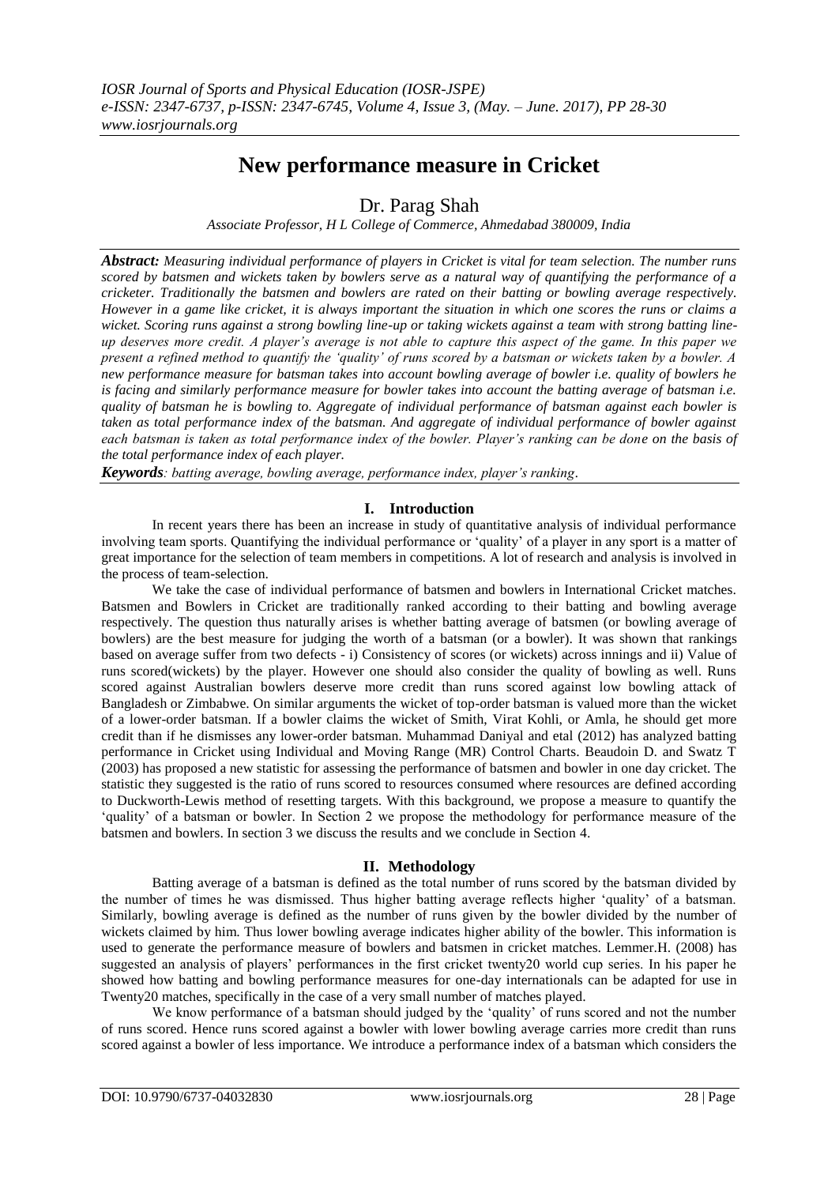# New performance measure in Cricket

## Dr. Parag Shah

*Associate Professor, H L College of Commerce, Ahmedabad 380009, India*

***Abstract:*** *Measuring individual performance of players in Cricket is vital for team selection. The number runs scored by batsmen and wickets taken by bowlers serve as a natural way of quantifying the performance of a cricketer. Traditionally the batsmen and bowlers are rated on their batting or bowling average respectively. However in a game like cricket, it is always important the situation in which one scores the runs or claims a wicket. Scoring runs against a strong bowling line-up or taking wickets against a team with strong batting line-up deserves more credit. A player's average is not able to capture this aspect of the game. In this paper we present a refined method to quantify the 'quality' of runs scored by a batsman or wickets taken by a bowler. A new performance measure for batsman takes into account bowling average of bowler i.e. quality of bowlers he is facing and similarly performance measure for bowler takes into account the batting average of batsman i.e. quality of batsman he is bowling to. Aggregate of individual performance of batsman against each bowler is taken as total performance index of the batsman. And aggregate of individual performance of bowler against each batsman is taken as total performance index of the bowler. Player's ranking can be done on the basis of the total performance index of each player.*

***Keywords****: batting average, bowling average, performance index, player's ranking*.

## I. Introduction

In recent years there has been an increase in study of quantitative analysis of individual performance involving team sports. Quantifying the individual performance or 'quality' of a player in any sport is a matter of great importance for the selection of team members in competitions. A lot of research and analysis is involved in the process of team-selection.

We take the case of individual performance of batsmen and bowlers in International Cricket matches. Batsmen and Bowlers in Cricket are traditionally ranked according to their batting and bowling average respectively. The question thus naturally arises is whether batting average of batsmen (or bowling average of bowlers) are the best measure for judging the worth of a batsman (or a bowler). It was shown that rankings based on average suffer from two defects - i) Consistency of scores (or wickets) across innings and ii) Value of runs scored(wickets) by the player. However one should also consider the quality of bowling as well. Runs scored against Australian bowlers deserve more credit than runs scored against low bowling attack of Bangladesh or Zimbabwe. On similar arguments the wicket of top-order batsman is valued more than the wicket of a lower-order batsman. If a bowler claims the wicket of Smith, Virat Kohli, or Amla, he should get more credit than if he dismisses any lower-order batsman. Muhammad Daniyal and etal (2012) has analyzed batting performance in Cricket using Individual and Moving Range (MR) Control Charts. Beaudoin D. and Swatz T (2003) has proposed a new statistic for assessing the performance of batsmen and bowler in one day cricket. The statistic they suggested is the ratio of runs scored to resources consumed where resources are defined according to Duckworth-Lewis method of resetting targets. With this background, we propose a measure to quantify the 'quality' of a batsman or bowler. In Section 2 we propose the methodology for performance measure of the batsmen and bowlers. In section 3 we discuss the results and we conclude in Section 4.

## II. Methodology

Batting average of a batsman is defined as the total number of runs scored by the batsman divided by the number of times he was dismissed. Thus higher batting average reflects higher 'quality' of a batsman. Similarly, bowling average is defined as the number of runs given by the bowler divided by the number of wickets claimed by him. Thus lower bowling average indicates higher ability of the bowler. This information is used to generate the performance measure of bowlers and batsmen in cricket matches. Lemmer.H. (2008) has suggested an analysis of players' performances in the first cricket twenty20 world cup series. In his paper he showed how batting and bowling performance measures for one-day internationals can be adapted for use in Twenty20 matches, specifically in the case of a very small number of matches played.

We know performance of a batsman should judged by the 'quality' of runs scored and not the number of runs scored. Hence runs scored against a bowler with lower bowling average carries more credit than runs scored against a bowler of less importance. We introduce a performance index of a batsman which considers the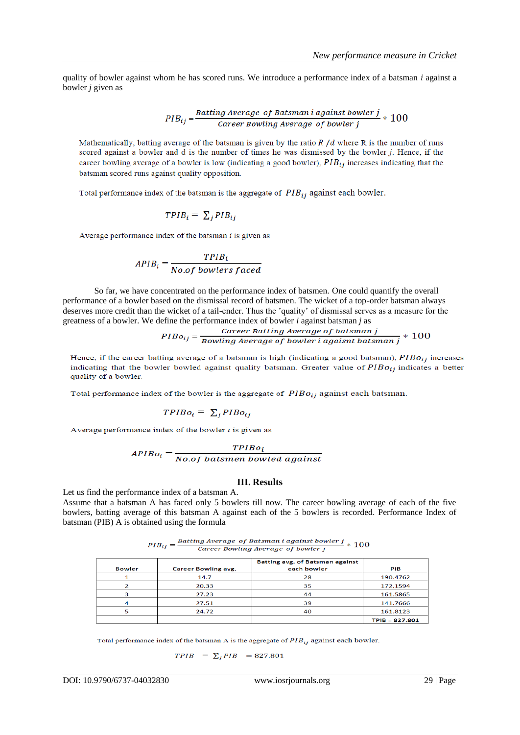quality of bowler against whom he has scored runs. We introduce a performance index of a batsman *i* against a bowler *j* given as

$$PIB_{ij} = \frac{Batting\ Average\ of\ Batsman\ i\ against\ bowler\ j}{Career\ Bowling\ Average\ of\ bowler\ j} * 100$$

Mathematically, batting average of the batsman is given by the ratio $R\ /d$ where R is the number of runs scored against a bowler and d is the number of times he was dismissed by the bowler *j*. Hence, if the career bowling average of a bowler is low (indicating a good bowler), $PIB_{ij}$ increases indicating that the batsman scored runs against quality opposition.

Total performance index of the batsman is the aggregate of $PIB_{ij}$ against each bowler.

$$TPIB_i = \sum_j PIB_{ij}$$

Average performance index of the batsman *i* is given as

$$APIB_i = \frac{TPIB_i}{No.of\ bowlers\ faced}$$

So far, we have concentrated on the performance index of batsmen. One could quantify the overall performance of a bowler based on the dismissal record of batsmen. The wicket of a top-order batsman always deserves more credit than the wicket of a tail-ender. Thus the 'quality' of dismissal serves as a measure for the greatness of a bowler. We define the performance index of bowler *i* against batsman *j* as

$$PIBo_{ij} = \frac{Career\ Batting\ Average\ of\ batsman\ j}{Bowling\ Average\ of\ bowler\ i\ agaisnt\ batsman\ j} * 100$$

Hence, if the career batting average of a batsman is high (indicating a good batsman), $PIBo_{ij}$ increases indicating that the bowler bowled against quality batsman. Greater value of $PIBo_{ij}$ indicates a better quality of a bowler.

Total performance index of the bowler is the aggregate of $PIBo_{ij}$ against each batsman.

$$TPIBo_i = \sum_j PIBo_{ij}$$

Average performance index of the bowler *i* is given as

$$APIBo_i = \frac{TPIBo_i}{No.of\ batsmen\ bowled\ against}$$

## III. Results

Let us find the performance index of a batsman A.

Assume that a batsman A has faced only 5 bowlers till now. The career bowling average of each of the five bowlers, batting average of this batsman A against each of the 5 bowlers is recorded. Performance Index of batsman (PIB) A is obtained using the formula

$$PIB_{ij} = \frac{Batting\ Average\ of\ Batsman\ i\ against\ bowler\ j}{Career\ Bowling\ Average\ of\ bowler\ j} * 100$$

| Bowler | Career Bowling avg. | Batting avg. of Batsman against each bowler | PIB |
|---|---|---|---|
| 1 | 14.7 | 28 | 190.4762 |
| 2 | 20.33 | 35 | 172.1594 |
| 3 | 27.23 | 44 | 161.5865 |
| 4 | 27.51 | 39 | 141.7666 |
| 5 | 24.72 | 40 | 161.8123 |
| | | | TPIB = 827.801 |

Total performance index of the batsman A is the aggregate of $PIB_{ij}$ against each bowler.

$$TPIB = \sum_j PIB = 827.801$$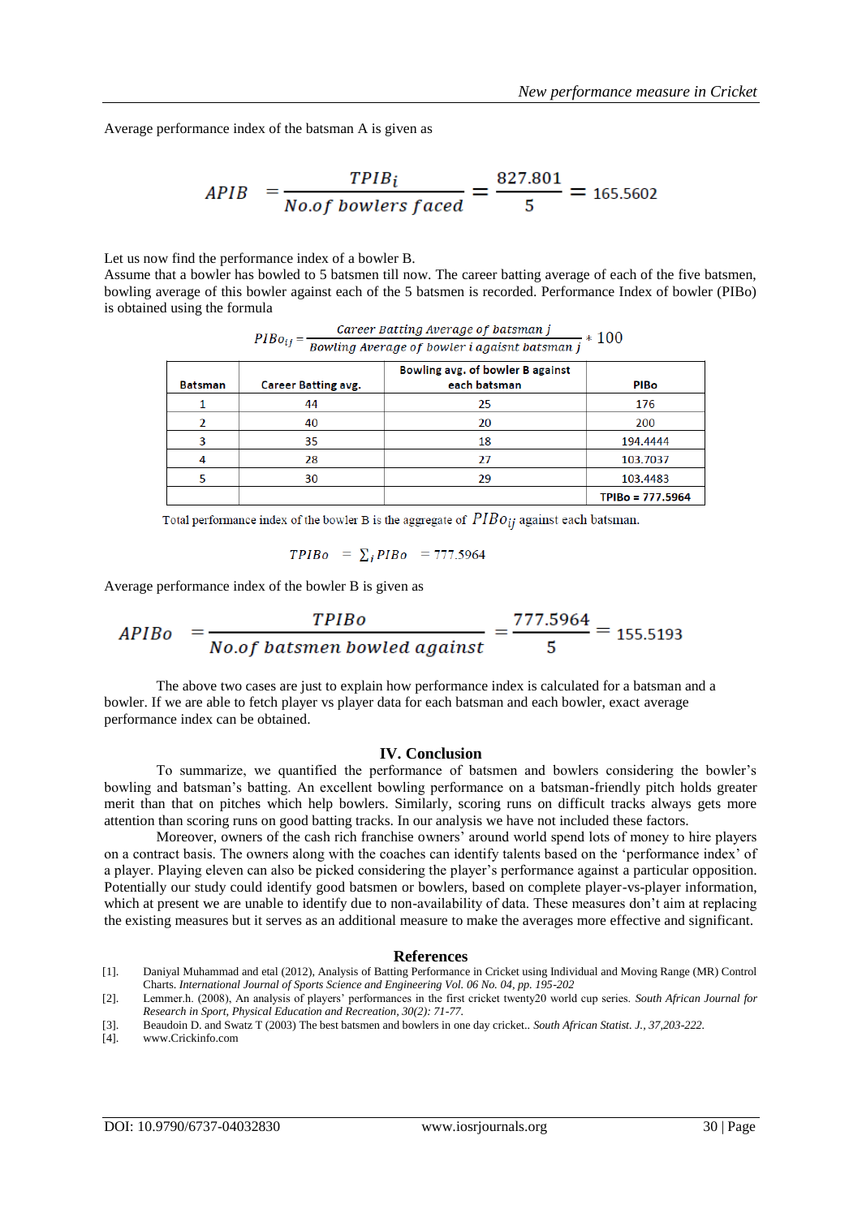Average performance index of the batsman A is given as

$$APIB \; = \frac{TPIB_i}{No.of\ bowlers\ faced} = \frac{827.801}{5} = 165.5602$$

Let us now find the performance index of a bowler B.
Assume that a bowler has bowled to 5 batsmen till now. The career batting average of each of the five batsmen, bowling average of this bowler against each of the 5 batsmen is recorded. Performance Index of bowler (PIBo) is obtained using the formula

$$PIBo_{ij} = \frac{Career\ Batting\ Average\ of\ batsman\ j}{Bowling\ Average\ of\ bowler\ i\ agaisnt\ batsman\ j} * 100$$

| Batsman | Career Batting avg. | Bowling avg. of bowler B against each batsman | PIBo |
|---|---|---|---|
| 1 | 44 | 25 | 176 |
| 2 | 40 | 20 | 200 |
| 3 | 35 | 18 | 194.4444 |
| 4 | 28 | 27 | 103.7037 |
| 5 | 30 | 29 | 103.4483 |
| | | | **TPIBo = 777.5964** |

Total performance index of the bowler B is the aggregate of $PIBo_{ij}$ against each batsman.

$$TPIBo \;\; = \sum_i PIBo \;\; = 777.5964$$

Average performance index of the bowler B is given as

$$APIBo \; = \frac{TPIBo}{No.of\ batsmen\ bowled\ against} = \frac{777.5964}{5} = 155.5193$$

The above two cases are just to explain how performance index is calculated for a batsman and a bowler. If we are able to fetch player vs player data for each batsman and each bowler, exact average performance index can be obtained.

## IV. Conclusion

To summarize, we quantified the performance of batsmen and bowlers considering the bowler's bowling and batsman's batting. An excellent bowling performance on a batsman-friendly pitch holds greater merit than that on pitches which help bowlers. Similarly, scoring runs on difficult tracks always gets more attention than scoring runs on good batting tracks. In our analysis we have not included these factors.

Moreover, owners of the cash rich franchise owners' around world spend lots of money to hire players on a contract basis. The owners along with the coaches can identify talents based on the 'performance index' of a player. Playing eleven can also be picked considering the player's performance against a particular opposition. Potentially our study could identify good batsmen or bowlers, based on complete player-vs-player information, which at present we are unable to identify due to non-availability of data. These measures don't aim at replacing the existing measures but it serves as an additional measure to make the averages more effective and significant.

## References

[1]. Daniyal Muhammad and etal (2012), Analysis of Batting Performance in Cricket using Individual and Moving Range (MR) Control Charts. *International Journal of Sports Science and Engineering Vol. 06 No. 04, pp. 195-202*

[2]. Lemmer.h. (2008), An analysis of players' performances in the first cricket twenty20 world cup series. *South African Journal for Research in Sport, Physical Education and Recreation, 30(2): 71-77.*

[3]. Beaudoin D. and Swatz T (2003) The best batsmen and bowlers in one day cricket.. *South African Statist. J., 37,203-222.*

[4]. www.Crickinfo.com